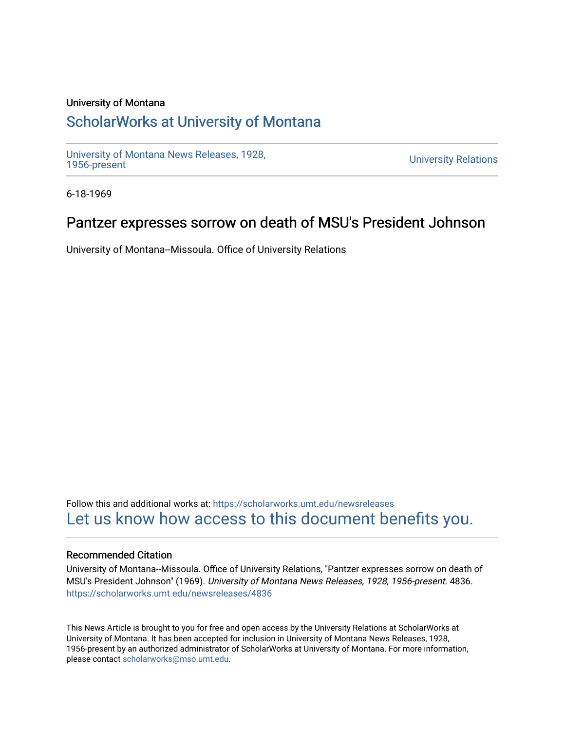University of Montana

# ScholarWorks at University of Montana

University of Montana News Releases, 1928, 1956-present

University Relations

6-18-1969

## Pantzer expresses sorrow on death of MSU's President Johnson

University of Montana--Missoula. Office of University Relations

Follow this and additional works at: https://scholarworks.umt.edu/newsreleases

Let us know how access to this document benefits you.

### Recommended Citation

University of Montana--Missoula. Office of University Relations, "Pantzer expresses sorrow on death of MSU's President Johnson" (1969). *University of Montana News Releases, 1928, 1956-present*. 4836. https://scholarworks.umt.edu/newsreleases/4836

This News Article is brought to you for free and open access by the University Relations at ScholarWorks at University of Montana. It has been accepted for inclusion in University of Montana News Releases, 1928, 1956-present by an authorized administrator of ScholarWorks at University of Montana. For more information, please contact scholarworks@mso.umt.edu.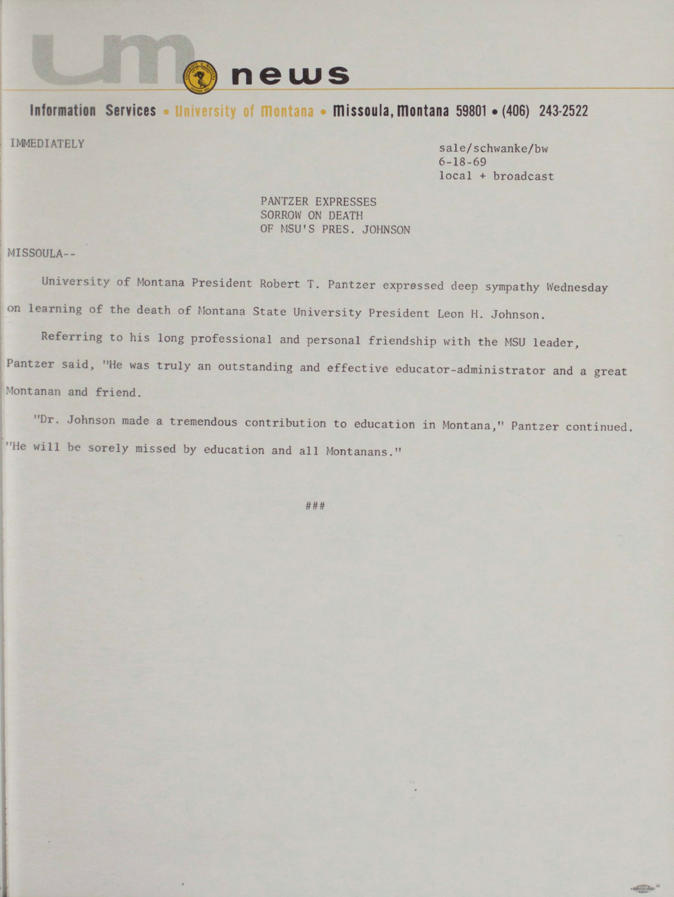# um news

**Information Services • University of Montana • Missoula, Montana 59801 • (406) 243-2522**

IMMEDIATELY

sale/schwanke/bw
6-18-69
local + broadcast

PANTZER EXPRESSES
SORROW ON DEATH
OF MSU'S PRES. JOHNSON

MISSOULA--

University of Montana President Robert T. Pantzer expressed deep sympathy Wednesday on learning of the death of Montana State University President Leon H. Johnson.

Referring to his long professional and personal friendship with the MSU leader, Pantzer said, "He was truly an outstanding and effective educator-administrator and a great Montanan and friend.

"Dr. Johnson made a tremendous contribution to education in Montana," Pantzer continued. "He will be sorely missed by education and all Montanans."

###